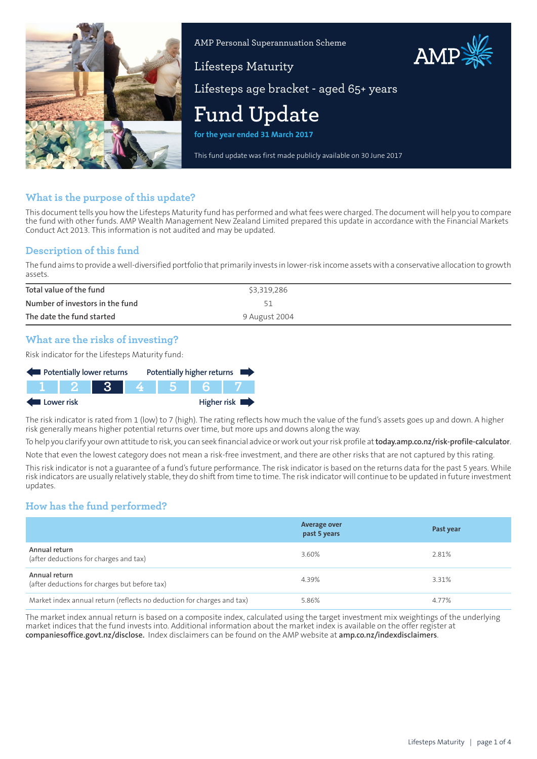AMP Personal Superannuation Scheme

Lifesteps Maturity

Lifesteps age bracket - aged 65+ years

# Fund Update

**for the year ended 31 March 2017**

This fund update was first made publicly available on 30 June 2017

## What is the purpose of this update?

This document tells you how the Lifesteps Maturity fund has performed and what fees were charged. The document will help you to compare the fund with other funds. AMP Wealth Management New Zealand Limited prepared this update in accordance with the Financial Markets Conduct Act 2013. This information is not audited and may be updated.

## Description of this fund

The fund aims to provide a well-diversified portfolio that primarily invests in lower-risk income assets with a conservative allocation to growth assets.

| | |
|---|---|
| Total value of the fund | $3,319,286 |
| Number of investors in the fund | 51 |
| The date the fund started | 9 August 2004 |

## What are the risks of investing?

Risk indicator for the Lifesteps Maturity fund:

Potentially lower returns ← → Potentially higher returns

| 1 | 2 | **3** | 4 | 5 | 6 | 7 |
|---|---|---|---|---|---|---|

Lower risk ← → Higher risk

The risk indicator is rated from 1 (low) to 7 (high). The rating reflects how much the value of the fund's assets goes up and down. A higher risk generally means higher potential returns over time, but more ups and downs along the way.

To help you clarify your own attitude to risk, you can seek financial advice or work out your risk profile at **today.amp.co.nz/risk-profile-calculator**.

Note that even the lowest category does not mean a risk-free investment, and there are other risks that are not captured by this rating.

This risk indicator is not a guarantee of a fund's future performance. The risk indicator is based on the returns data for the past 5 years. While risk indicators are usually relatively stable, they do shift from time to time. The risk indicator will continue to be updated in future investment updates.

## How has the fund performed?

| | Average over past 5 years | Past year |
|---|---|---|
| Annual return (after deductions for charges and tax) | 3.60% | 2.81% |
| Annual return (after deductions for charges but before tax) | 4.39% | 3.31% |
| Market index annual return (reflects no deduction for charges and tax) | 5.86% | 4.77% |

The market index annual return is based on a composite index, calculated using the target investment mix weightings of the underlying market indices that the fund invests into. Additional information about the market index is available on the offer register at **companiesoffice.govt.nz/disclose.** Index disclaimers can be found on the AMP website at **amp.co.nz/indexdisclaimers**.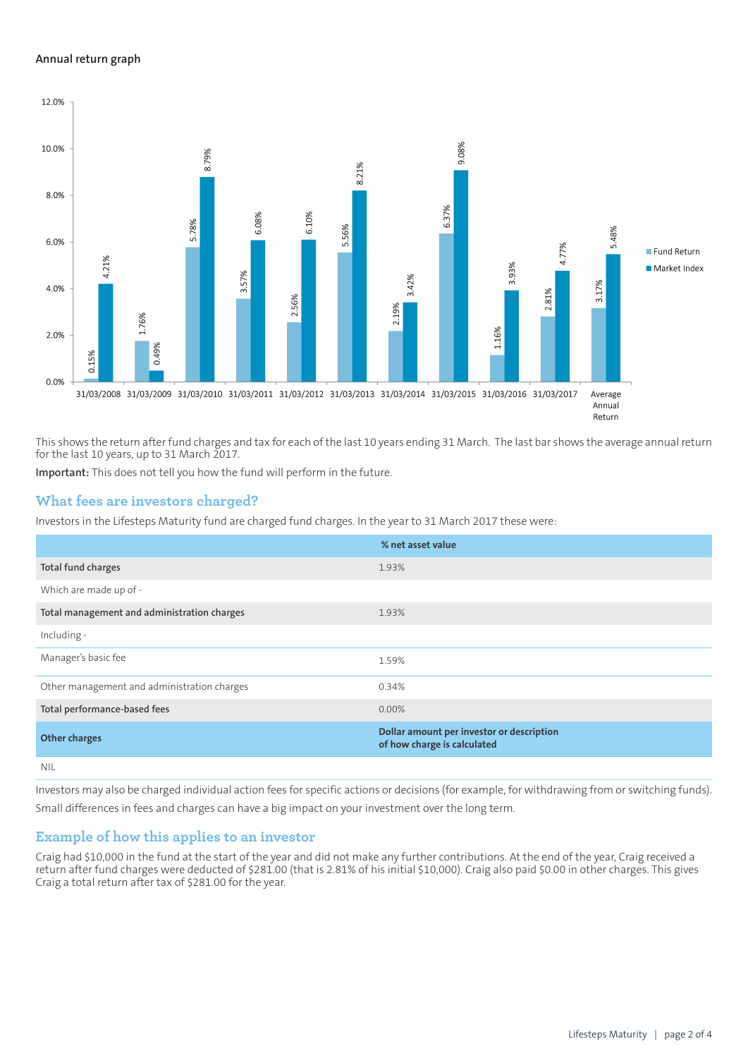#### Annual return graph

| Year | Fund Return | Market Index |
|---|---|---|
| 31/03/2008 | 0.15% | 4.21% |
| 31/03/2009 | 1.76% | 0.49% |
| 31/03/2010 | 5.78% | 8.79% |
| 31/03/2011 | 3.57% | 6.08% |
| 31/03/2012 | 2.56% | 6.10% |
| 31/03/2013 | 5.56% | 8.21% |
| 31/03/2014 | 2.19% | 3.42% |
| 31/03/2015 | 6.37% | 9.08% |
| 31/03/2016 | 1.16% | 3.93% |
| 31/03/2017 | 2.81% | 4.77% |
| Average Annual Return | 3.17% | 5.48% |

This shows the return after fund charges and tax for each of the last 10 years ending 31 March. The last bar shows the average annual return for the last 10 years, up to 31 March 2017.

**Important:** This does not tell you how the fund will perform in the future.

## What fees are investors charged?

Investors in the Lifesteps Maturity fund are charged fund charges. In the year to 31 March 2017 these were:

| | % net asset value |
|---|---|
| **Total fund charges** | 1.93% |
| Which are made up of - | |
| **Total management and administration charges** | 1.93% |
| Including - | |
| Manager's basic fee | 1.59% |
| Other management and administration charges | 0.34% |
| **Total performance-based fees** | 0.00% |
| **Other charges** | **Dollar amount per investor or description of how charge is calculated** |
| NIL | |

Investors may also be charged individual action fees for specific actions or decisions (for example, for withdrawing from or switching funds). Small differences in fees and charges can have a big impact on your investment over the long term.

## Example of how this applies to an investor

Craig had $10,000 in the fund at the start of the year and did not make any further contributions. At the end of the year, Craig received a return after fund charges were deducted of $281.00 (that is 2.81% of his initial $10,000). Craig also paid $0.00 in other charges. This gives Craig a total return after tax of $281.00 for the year.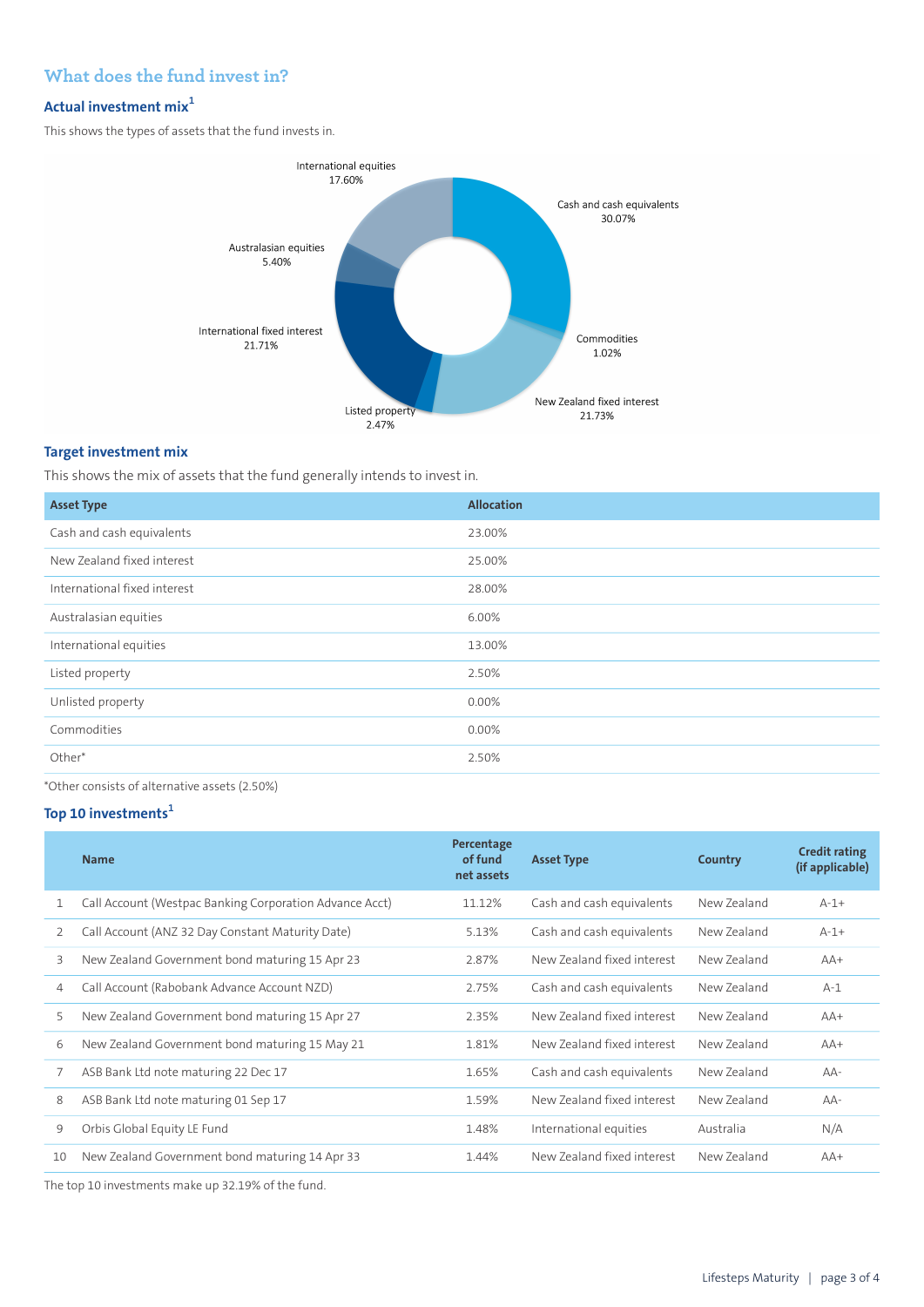## What does the fund invest in?

### Actual investment mix[1]

This shows the types of assets that the fund invests in.

International equities 17.60%

Cash and cash equivalents 30.07%

Australasian equities 5.40%

Commodities 1.02%

International fixed interest 21.71%

New Zealand fixed interest 21.73%

Listed property 2.47%

### Target investment mix

This shows the mix of assets that the fund generally intends to invest in.

| Asset Type | Allocation |
|---|---|
| Cash and cash equivalents | 23.00% |
| New Zealand fixed interest | 25.00% |
| International fixed interest | 28.00% |
| Australasian equities | 6.00% |
| International equities | 13.00% |
| Listed property | 2.50% |
| Unlisted property | 0.00% |
| Commodities | 0.00% |
| Other* | 2.50% |

*Other consists of alternative assets (2.50%)

### Top 10 investments[1]

| | Name | Percentage of fund net assets | Asset Type | Country | Credit rating (if applicable) |
|---|---|---|---|---|---|
| 1 | Call Account (Westpac Banking Corporation Advance Acct) | 11.12% | Cash and cash equivalents | New Zealand | A-1+ |
| 2 | Call Account (ANZ 32 Day Constant Maturity Date) | 5.13% | Cash and cash equivalents | New Zealand | A-1+ |
| 3 | New Zealand Government bond maturing 15 Apr 23 | 2.87% | New Zealand fixed interest | New Zealand | AA+ |
| 4 | Call Account (Rabobank Advance Account NZD) | 2.75% | Cash and cash equivalents | New Zealand | A-1 |
| 5 | New Zealand Government bond maturing 15 Apr 27 | 2.35% | New Zealand fixed interest | New Zealand | AA+ |
| 6 | New Zealand Government bond maturing 15 May 21 | 1.81% | New Zealand fixed interest | New Zealand | AA+ |
| 7 | ASB Bank Ltd note maturing 22 Dec 17 | 1.65% | Cash and cash equivalents | New Zealand | AA- |
| 8 | ASB Bank Ltd note maturing 01 Sep 17 | 1.59% | New Zealand fixed interest | New Zealand | AA- |
| 9 | Orbis Global Equity LE Fund | 1.48% | International equities | Australia | N/A |
| 10 | New Zealand Government bond maturing 14 Apr 33 | 1.44% | New Zealand fixed interest | New Zealand | AA+ |

The top 10 investments make up 32.19% of the fund.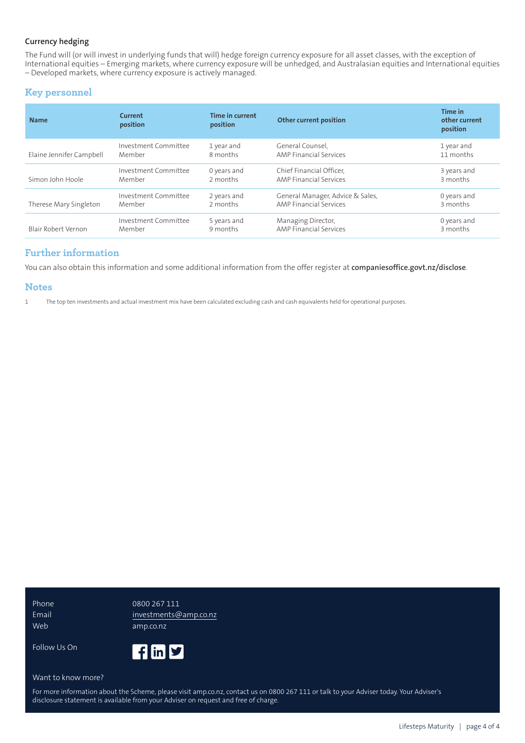### Currency hedging

The Fund will (or will invest in underlying funds that will) hedge foreign currency exposure for all asset classes, with the exception of International equities – Emerging markets, where currency exposure will be unhedged, and Australasian equities and International equities – Developed markets, where currency exposure is actively managed.

## Key personnel

| Name | Current position | Time in current position | Other current position | Time in other current position |
|---|---|---|---|---|
| Elaine Jennifer Campbell | Investment Committee Member | 1 year and 8 months | General Counsel, AMP Financial Services | 1 year and 11 months |
| Simon John Hoole | Investment Committee Member | 0 years and 2 months | Chief Financial Officer, AMP Financial Services | 3 years and 3 months |
| Therese Mary Singleton | Investment Committee Member | 2 years and 2 months | General Manager, Advice & Sales, AMP Financial Services | 0 years and 3 months |
| Blair Robert Vernon | Investment Committee Member | 5 years and 9 months | Managing Director, AMP Financial Services | 0 years and 3 months |

## Further information

You can also obtain this information and some additional information from the offer register at **companiesoffice.govt.nz/disclose**.

## Notes

1 The top ten investments and actual investment mix have been calculated excluding cash and cash equivalents held for operational purposes.

Phone 0800 267 111
Email investments@amp.co.nz
Web amp.co.nz

Follow Us On

Want to know more?

For more information about the Scheme, please visit amp.co.nz, contact us on 0800 267 111 or talk to your Adviser today. Your Adviser's disclosure statement is available from your Adviser on request and free of charge.